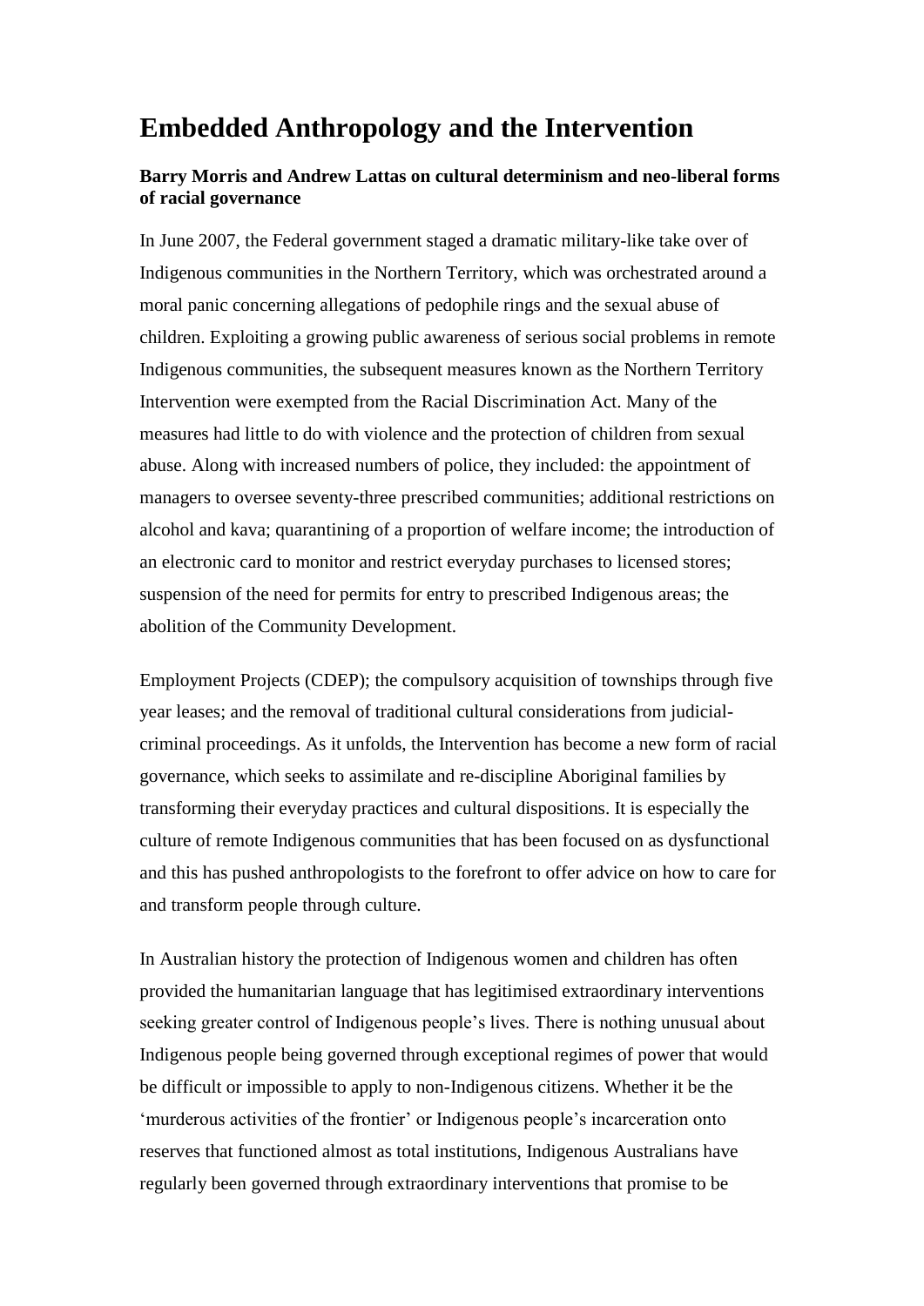# Embedded Anthropology and the Intervention

**Barry Morris and Andrew Lattas on cultural determinism and neo-liberal forms of racial governance**

In June 2007, the Federal government staged a dramatic military-like take over of Indigenous communities in the Northern Territory, which was orchestrated around a moral panic concerning allegations of pedophile rings and the sexual abuse of children. Exploiting a growing public awareness of serious social problems in remote Indigenous communities, the subsequent measures known as the Northern Territory Intervention were exempted from the Racial Discrimination Act. Many of the measures had little to do with violence and the protection of children from sexual abuse. Along with increased numbers of police, they included: the appointment of managers to oversee seventy-three prescribed communities; additional restrictions on alcohol and kava; quarantining of a proportion of welfare income; the introduction of an electronic card to monitor and restrict everyday purchases to licensed stores; suspension of the need for permits for entry to prescribed Indigenous areas; the abolition of the Community Development.

Employment Projects (CDEP); the compulsory acquisition of townships through five year leases; and the removal of traditional cultural considerations from judicial-criminal proceedings. As it unfolds, the Intervention has become a new form of racial governance, which seeks to assimilate and re-discipline Aboriginal families by transforming their everyday practices and cultural dispositions. It is especially the culture of remote Indigenous communities that has been focused on as dysfunctional and this has pushed anthropologists to the forefront to offer advice on how to care for and transform people through culture.

In Australian history the protection of Indigenous women and children has often provided the humanitarian language that has legitimised extraordinary interventions seeking greater control of Indigenous people's lives. There is nothing unusual about Indigenous people being governed through exceptional regimes of power that would be difficult or impossible to apply to non-Indigenous citizens. Whether it be the 'murderous activities of the frontier' or Indigenous people's incarceration onto reserves that functioned almost as total institutions, Indigenous Australians have regularly been governed through extraordinary interventions that promise to be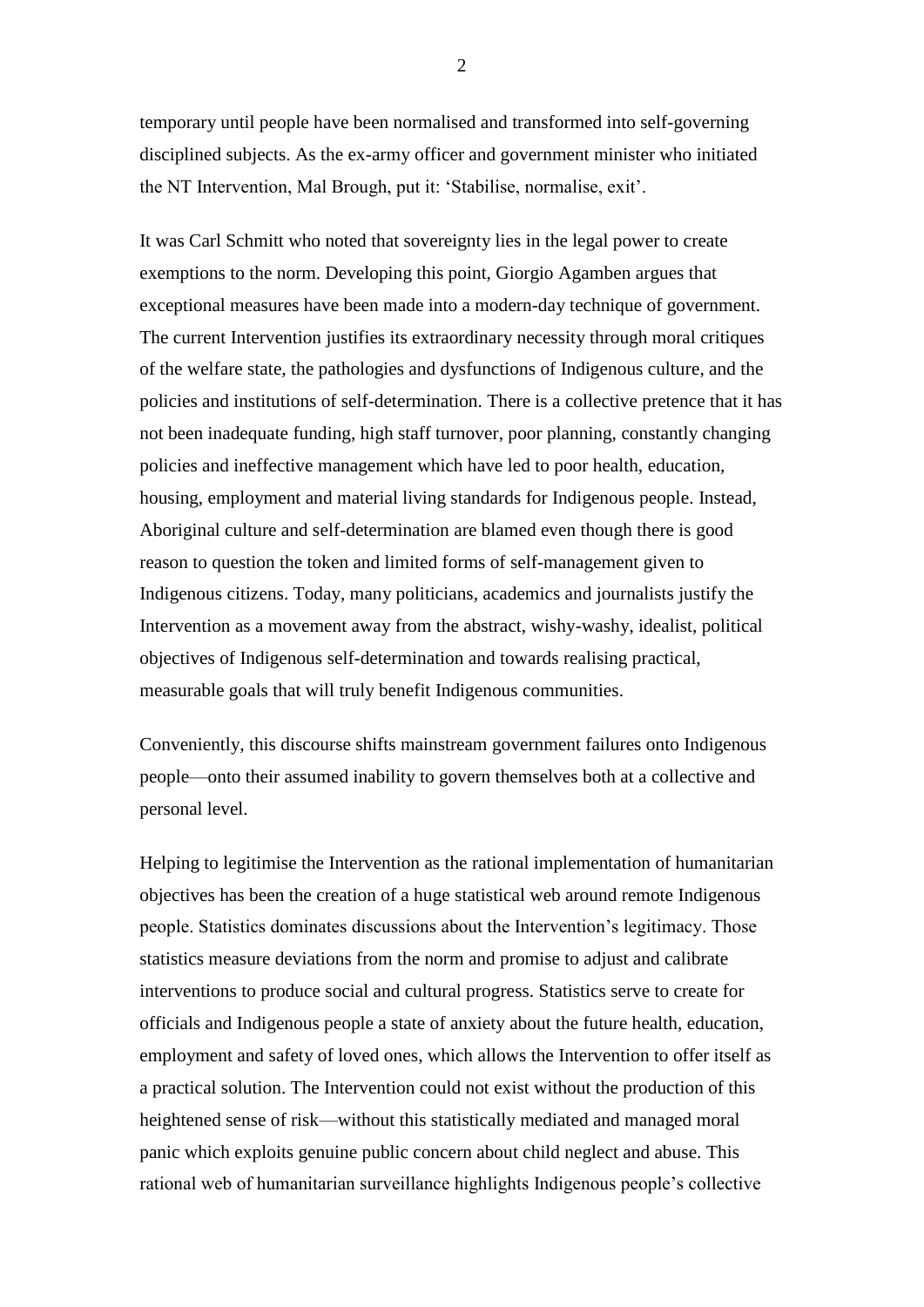temporary until people have been normalised and transformed into self-governing disciplined subjects. As the ex-army officer and government minister who initiated the NT Intervention, Mal Brough, put it: 'Stabilise, normalise, exit'.

It was Carl Schmitt who noted that sovereignty lies in the legal power to create exemptions to the norm. Developing this point, Giorgio Agamben argues that exceptional measures have been made into a modern-day technique of government. The current Intervention justifies its extraordinary necessity through moral critiques of the welfare state, the pathologies and dysfunctions of Indigenous culture, and the policies and institutions of self-determination. There is a collective pretence that it has not been inadequate funding, high staff turnover, poor planning, constantly changing policies and ineffective management which have led to poor health, education, housing, employment and material living standards for Indigenous people. Instead, Aboriginal culture and self-determination are blamed even though there is good reason to question the token and limited forms of self-management given to Indigenous citizens. Today, many politicians, academics and journalists justify the Intervention as a movement away from the abstract, wishy-washy, idealist, political objectives of Indigenous self-determination and towards realising practical, measurable goals that will truly benefit Indigenous communities.

Conveniently, this discourse shifts mainstream government failures onto Indigenous people—onto their assumed inability to govern themselves both at a collective and personal level.

Helping to legitimise the Intervention as the rational implementation of humanitarian objectives has been the creation of a huge statistical web around remote Indigenous people. Statistics dominates discussions about the Intervention's legitimacy. Those statistics measure deviations from the norm and promise to adjust and calibrate interventions to produce social and cultural progress. Statistics serve to create for officials and Indigenous people a state of anxiety about the future health, education, employment and safety of loved ones, which allows the Intervention to offer itself as a practical solution. The Intervention could not exist without the production of this heightened sense of risk—without this statistically mediated and managed moral panic which exploits genuine public concern about child neglect and abuse. This rational web of humanitarian surveillance highlights Indigenous people's collective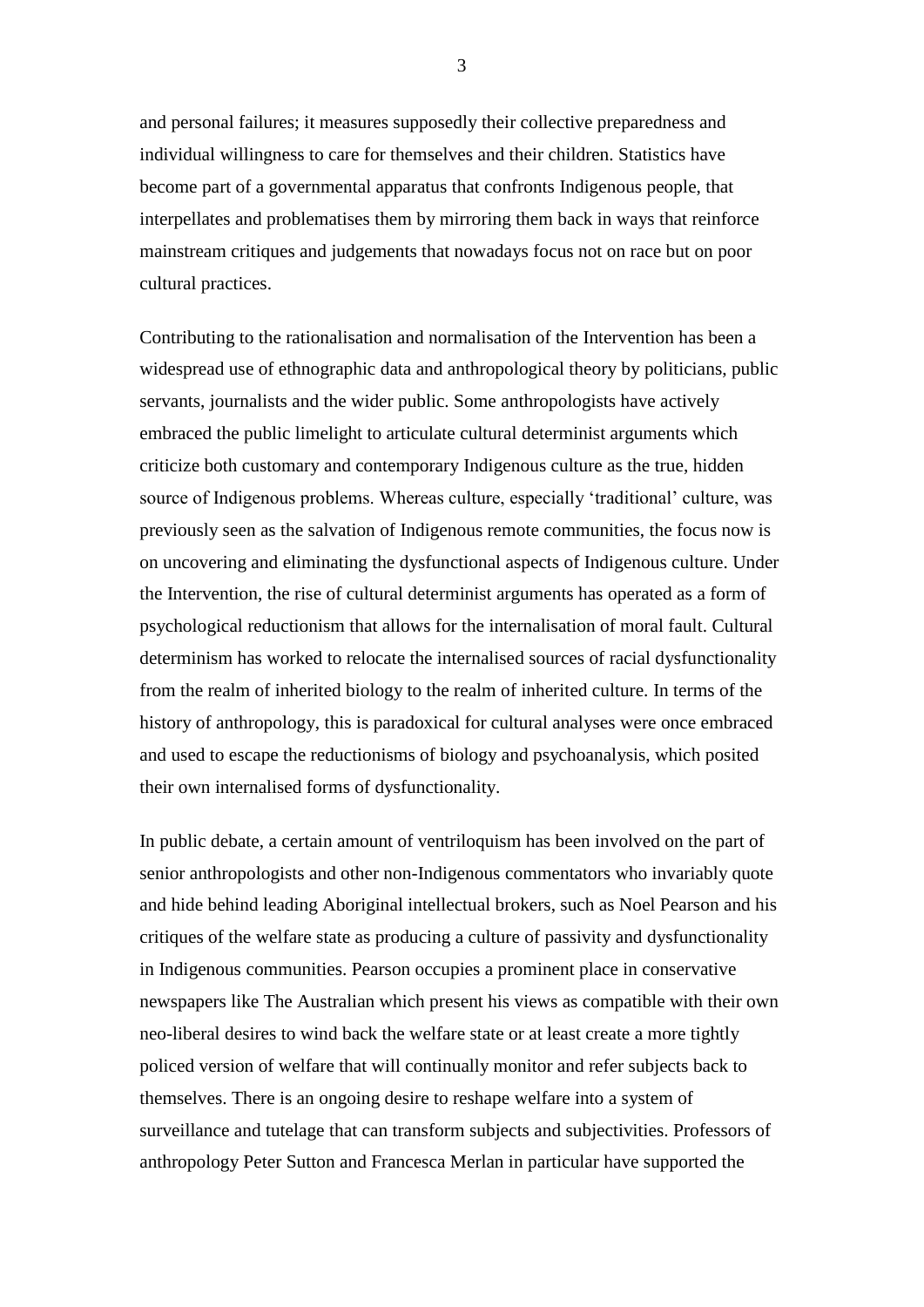and personal failures; it measures supposedly their collective preparedness and individual willingness to care for themselves and their children. Statistics have become part of a governmental apparatus that confronts Indigenous people, that interpellates and problematises them by mirroring them back in ways that reinforce mainstream critiques and judgements that nowadays focus not on race but on poor cultural practices.

Contributing to the rationalisation and normalisation of the Intervention has been a widespread use of ethnographic data and anthropological theory by politicians, public servants, journalists and the wider public. Some anthropologists have actively embraced the public limelight to articulate cultural determinist arguments which criticize both customary and contemporary Indigenous culture as the true, hidden source of Indigenous problems. Whereas culture, especially 'traditional' culture, was previously seen as the salvation of Indigenous remote communities, the focus now is on uncovering and eliminating the dysfunctional aspects of Indigenous culture. Under the Intervention, the rise of cultural determinist arguments has operated as a form of psychological reductionism that allows for the internalisation of moral fault. Cultural determinism has worked to relocate the internalised sources of racial dysfunctionality from the realm of inherited biology to the realm of inherited culture. In terms of the history of anthropology, this is paradoxical for cultural analyses were once embraced and used to escape the reductionisms of biology and psychoanalysis, which posited their own internalised forms of dysfunctionality.

In public debate, a certain amount of ventriloquism has been involved on the part of senior anthropologists and other non-Indigenous commentators who invariably quote and hide behind leading Aboriginal intellectual brokers, such as Noel Pearson and his critiques of the welfare state as producing a culture of passivity and dysfunctionality in Indigenous communities. Pearson occupies a prominent place in conservative newspapers like The Australian which present his views as compatible with their own neo-liberal desires to wind back the welfare state or at least create a more tightly policed version of welfare that will continually monitor and refer subjects back to themselves. There is an ongoing desire to reshape welfare into a system of surveillance and tutelage that can transform subjects and subjectivities. Professors of anthropology Peter Sutton and Francesca Merlan in particular have supported the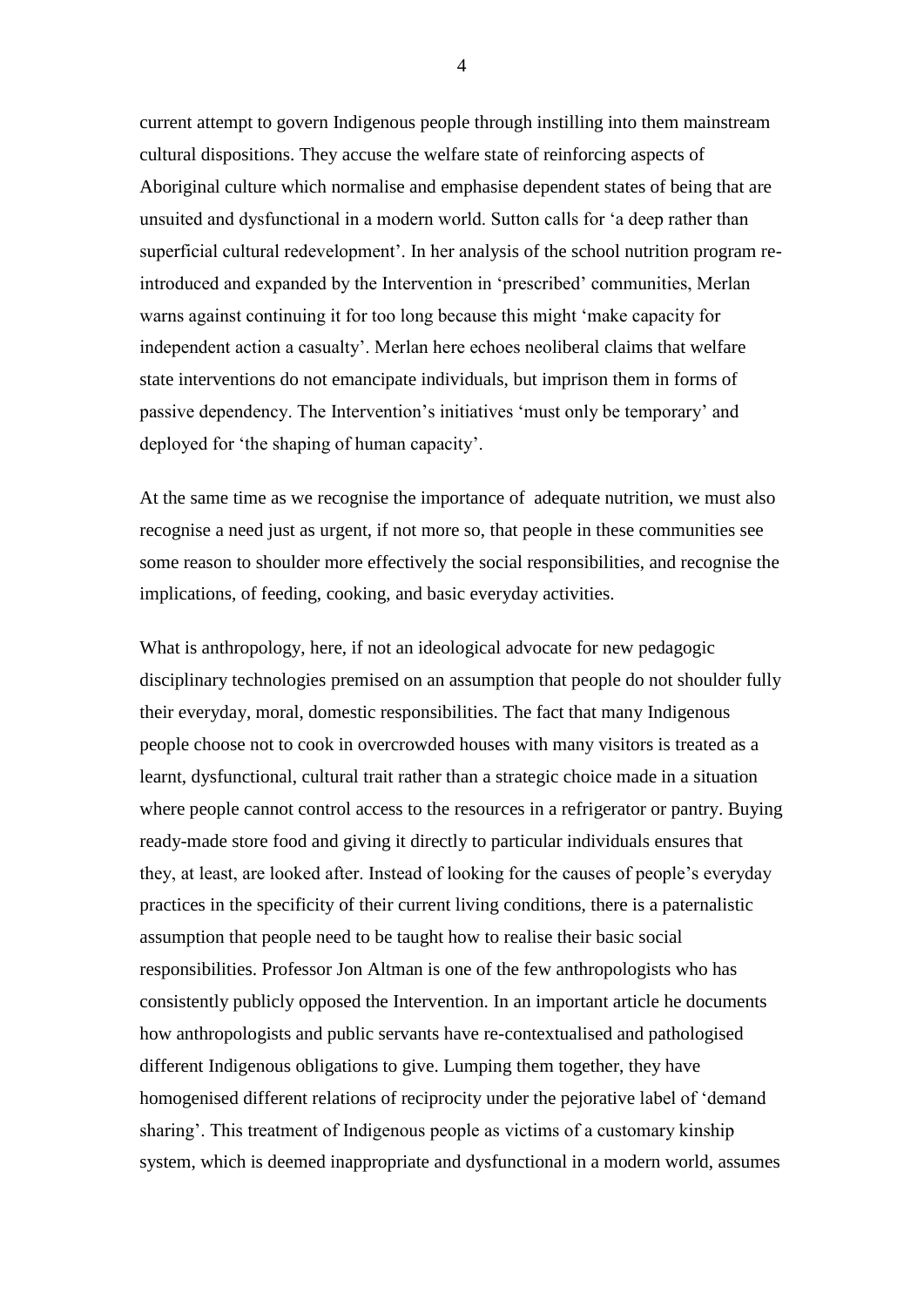current attempt to govern Indigenous people through instilling into them mainstream cultural dispositions. They accuse the welfare state of reinforcing aspects of Aboriginal culture which normalise and emphasise dependent states of being that are unsuited and dysfunctional in a modern world. Sutton calls for 'a deep rather than superficial cultural redevelopment'. In her analysis of the school nutrition program re-introduced and expanded by the Intervention in 'prescribed' communities, Merlan warns against continuing it for too long because this might 'make capacity for independent action a casualty'. Merlan here echoes neoliberal claims that welfare state interventions do not emancipate individuals, but imprison them in forms of passive dependency. The Intervention's initiatives 'must only be temporary' and deployed for 'the shaping of human capacity'.

At the same time as we recognise the importance of adequate nutrition, we must also recognise a need just as urgent, if not more so, that people in these communities see some reason to shoulder more effectively the social responsibilities, and recognise the implications, of feeding, cooking, and basic everyday activities.

What is anthropology, here, if not an ideological advocate for new pedagogic disciplinary technologies premised on an assumption that people do not shoulder fully their everyday, moral, domestic responsibilities. The fact that many Indigenous people choose not to cook in overcrowded houses with many visitors is treated as a learnt, dysfunctional, cultural trait rather than a strategic choice made in a situation where people cannot control access to the resources in a refrigerator or pantry. Buying ready-made store food and giving it directly to particular individuals ensures that they, at least, are looked after. Instead of looking for the causes of people's everyday practices in the specificity of their current living conditions, there is a paternalistic assumption that people need to be taught how to realise their basic social responsibilities. Professor Jon Altman is one of the few anthropologists who has consistently publicly opposed the Intervention. In an important article he documents how anthropologists and public servants have re-contextualised and pathologised different Indigenous obligations to give. Lumping them together, they have homogenised different relations of reciprocity under the pejorative label of 'demand sharing'. This treatment of Indigenous people as victims of a customary kinship system, which is deemed inappropriate and dysfunctional in a modern world, assumes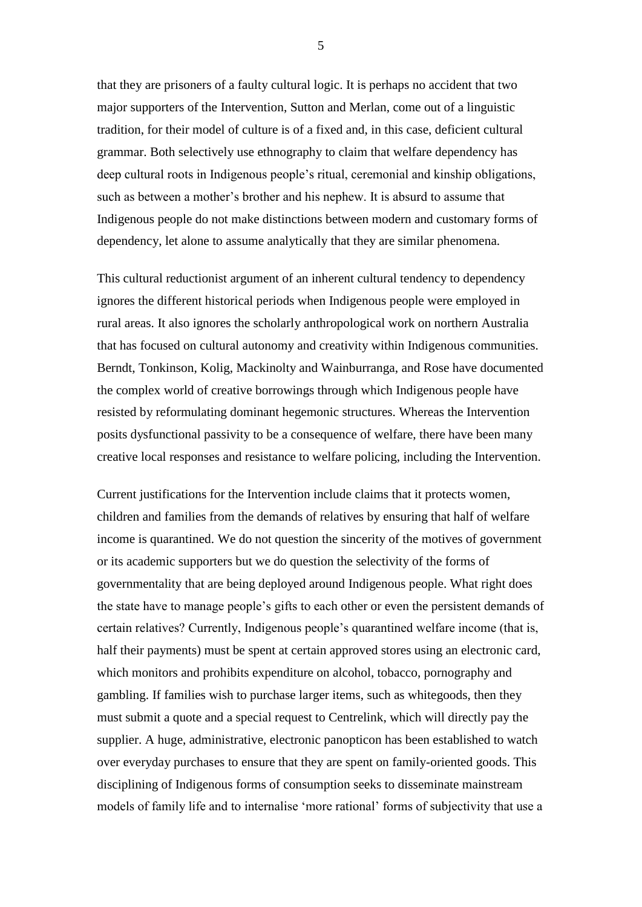that they are prisoners of a faulty cultural logic. It is perhaps no accident that two major supporters of the Intervention, Sutton and Merlan, come out of a linguistic tradition, for their model of culture is of a fixed and, in this case, deficient cultural grammar. Both selectively use ethnography to claim that welfare dependency has deep cultural roots in Indigenous people's ritual, ceremonial and kinship obligations, such as between a mother's brother and his nephew. It is absurd to assume that Indigenous people do not make distinctions between modern and customary forms of dependency, let alone to assume analytically that they are similar phenomena.

This cultural reductionist argument of an inherent cultural tendency to dependency ignores the different historical periods when Indigenous people were employed in rural areas. It also ignores the scholarly anthropological work on northern Australia that has focused on cultural autonomy and creativity within Indigenous communities. Berndt, Tonkinson, Kolig, Mackinolty and Wainburranga, and Rose have documented the complex world of creative borrowings through which Indigenous people have resisted by reformulating dominant hegemonic structures. Whereas the Intervention posits dysfunctional passivity to be a consequence of welfare, there have been many creative local responses and resistance to welfare policing, including the Intervention.

Current justifications for the Intervention include claims that it protects women, children and families from the demands of relatives by ensuring that half of welfare income is quarantined. We do not question the sincerity of the motives of government or its academic supporters but we do question the selectivity of the forms of governmentality that are being deployed around Indigenous people. What right does the state have to manage people's gifts to each other or even the persistent demands of certain relatives? Currently, Indigenous people's quarantined welfare income (that is, half their payments) must be spent at certain approved stores using an electronic card, which monitors and prohibits expenditure on alcohol, tobacco, pornography and gambling. If families wish to purchase larger items, such as whitegoods, then they must submit a quote and a special request to Centrelink, which will directly pay the supplier. A huge, administrative, electronic panopticon has been established to watch over everyday purchases to ensure that they are spent on family-oriented goods. This disciplining of Indigenous forms of consumption seeks to disseminate mainstream models of family life and to internalise 'more rational' forms of subjectivity that use a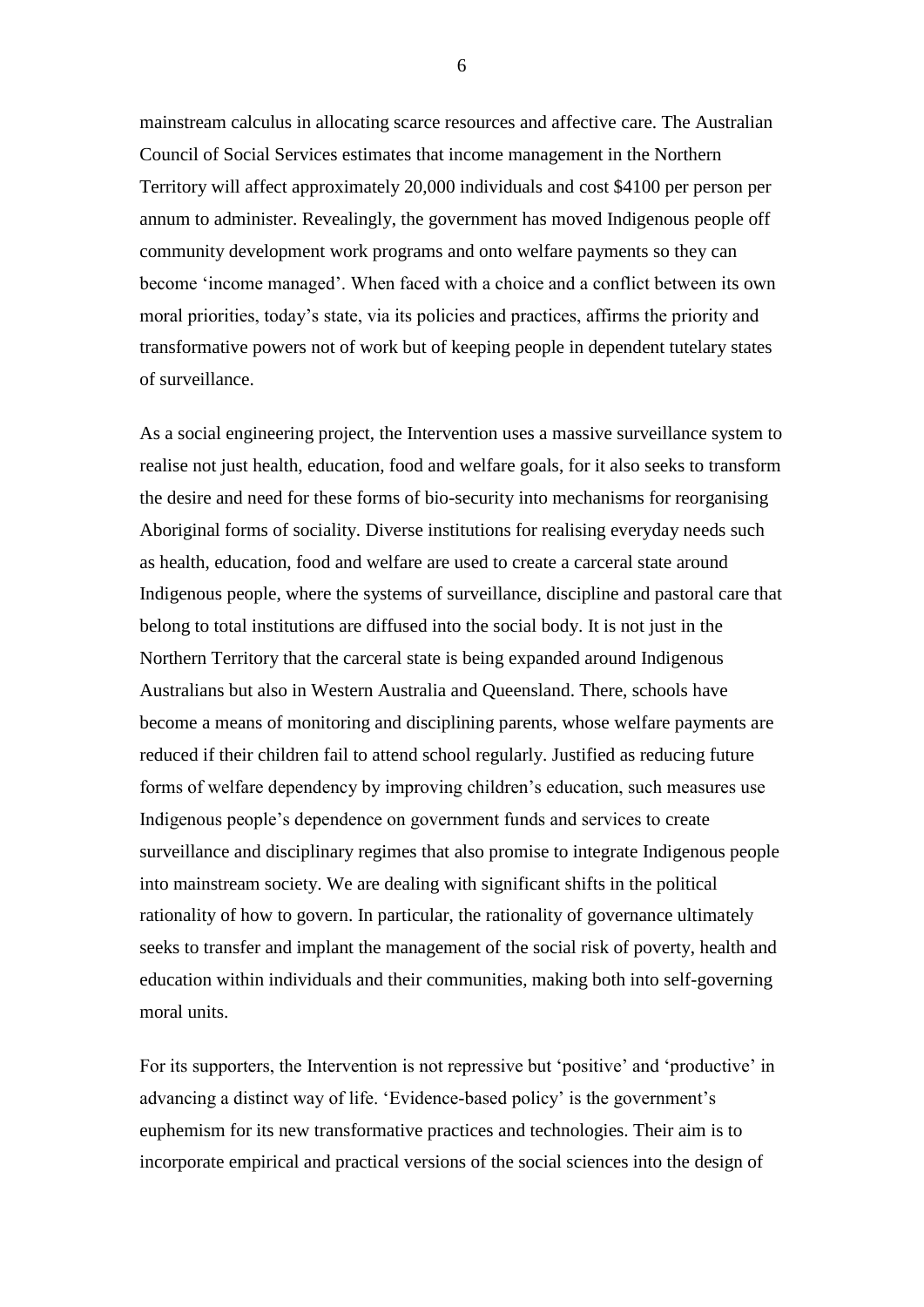mainstream calculus in allocating scarce resources and affective care. The Australian Council of Social Services estimates that income management in the Northern Territory will affect approximately 20,000 individuals and cost $4100 per person per annum to administer. Revealingly, the government has moved Indigenous people off community development work programs and onto welfare payments so they can become 'income managed'. When faced with a choice and a conflict between its own moral priorities, today's state, via its policies and practices, affirms the priority and transformative powers not of work but of keeping people in dependent tutelary states of surveillance.

As a social engineering project, the Intervention uses a massive surveillance system to realise not just health, education, food and welfare goals, for it also seeks to transform the desire and need for these forms of bio-security into mechanisms for reorganising Aboriginal forms of sociality. Diverse institutions for realising everyday needs such as health, education, food and welfare are used to create a carceral state around Indigenous people, where the systems of surveillance, discipline and pastoral care that belong to total institutions are diffused into the social body. It is not just in the Northern Territory that the carceral state is being expanded around Indigenous Australians but also in Western Australia and Queensland. There, schools have become a means of monitoring and disciplining parents, whose welfare payments are reduced if their children fail to attend school regularly. Justified as reducing future forms of welfare dependency by improving children's education, such measures use Indigenous people's dependence on government funds and services to create surveillance and disciplinary regimes that also promise to integrate Indigenous people into mainstream society. We are dealing with significant shifts in the political rationality of how to govern. In particular, the rationality of governance ultimately seeks to transfer and implant the management of the social risk of poverty, health and education within individuals and their communities, making both into self-governing moral units.

For its supporters, the Intervention is not repressive but 'positive' and 'productive' in advancing a distinct way of life. 'Evidence-based policy' is the government's euphemism for its new transformative practices and technologies. Their aim is to incorporate empirical and practical versions of the social sciences into the design of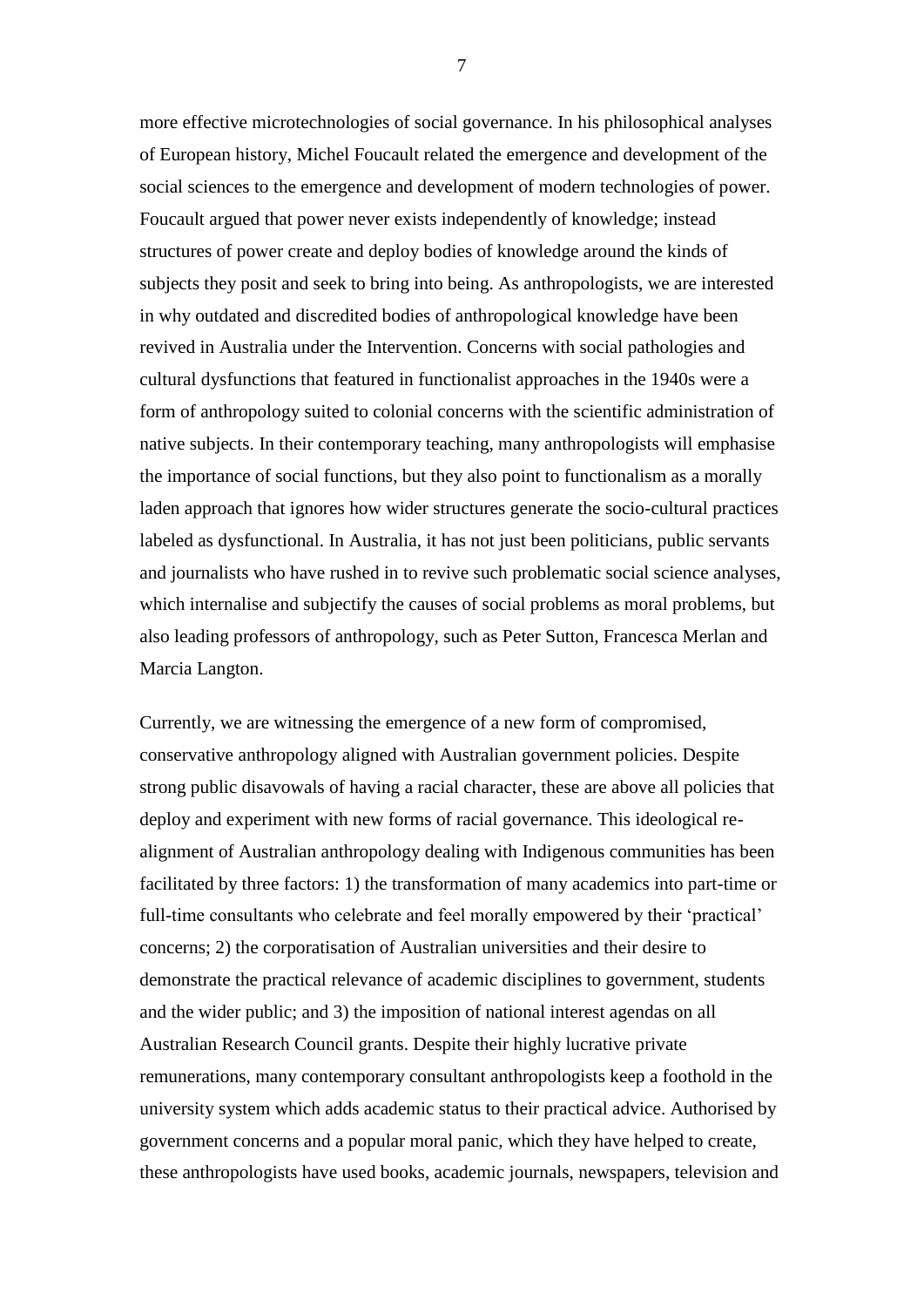more effective microtechnologies of social governance. In his philosophical analyses of European history, Michel Foucault related the emergence and development of the social sciences to the emergence and development of modern technologies of power. Foucault argued that power never exists independently of knowledge; instead structures of power create and deploy bodies of knowledge around the kinds of subjects they posit and seek to bring into being. As anthropologists, we are interested in why outdated and discredited bodies of anthropological knowledge have been revived in Australia under the Intervention. Concerns with social pathologies and cultural dysfunctions that featured in functionalist approaches in the 1940s were a form of anthropology suited to colonial concerns with the scientific administration of native subjects. In their contemporary teaching, many anthropologists will emphasise the importance of social functions, but they also point to functionalism as a morally laden approach that ignores how wider structures generate the socio-cultural practices labeled as dysfunctional. In Australia, it has not just been politicians, public servants and journalists who have rushed in to revive such problematic social science analyses, which internalise and subjectify the causes of social problems as moral problems, but also leading professors of anthropology, such as Peter Sutton, Francesca Merlan and Marcia Langton.

Currently, we are witnessing the emergence of a new form of compromised, conservative anthropology aligned with Australian government policies. Despite strong public disavowals of having a racial character, these are above all policies that deploy and experiment with new forms of racial governance. This ideological re-alignment of Australian anthropology dealing with Indigenous communities has been facilitated by three factors: 1) the transformation of many academics into part-time or full-time consultants who celebrate and feel morally empowered by their 'practical' concerns; 2) the corporatisation of Australian universities and their desire to demonstrate the practical relevance of academic disciplines to government, students and the wider public; and 3) the imposition of national interest agendas on all Australian Research Council grants. Despite their highly lucrative private remunerations, many contemporary consultant anthropologists keep a foothold in the university system which adds academic status to their practical advice. Authorised by government concerns and a popular moral panic, which they have helped to create, these anthropologists have used books, academic journals, newspapers, television and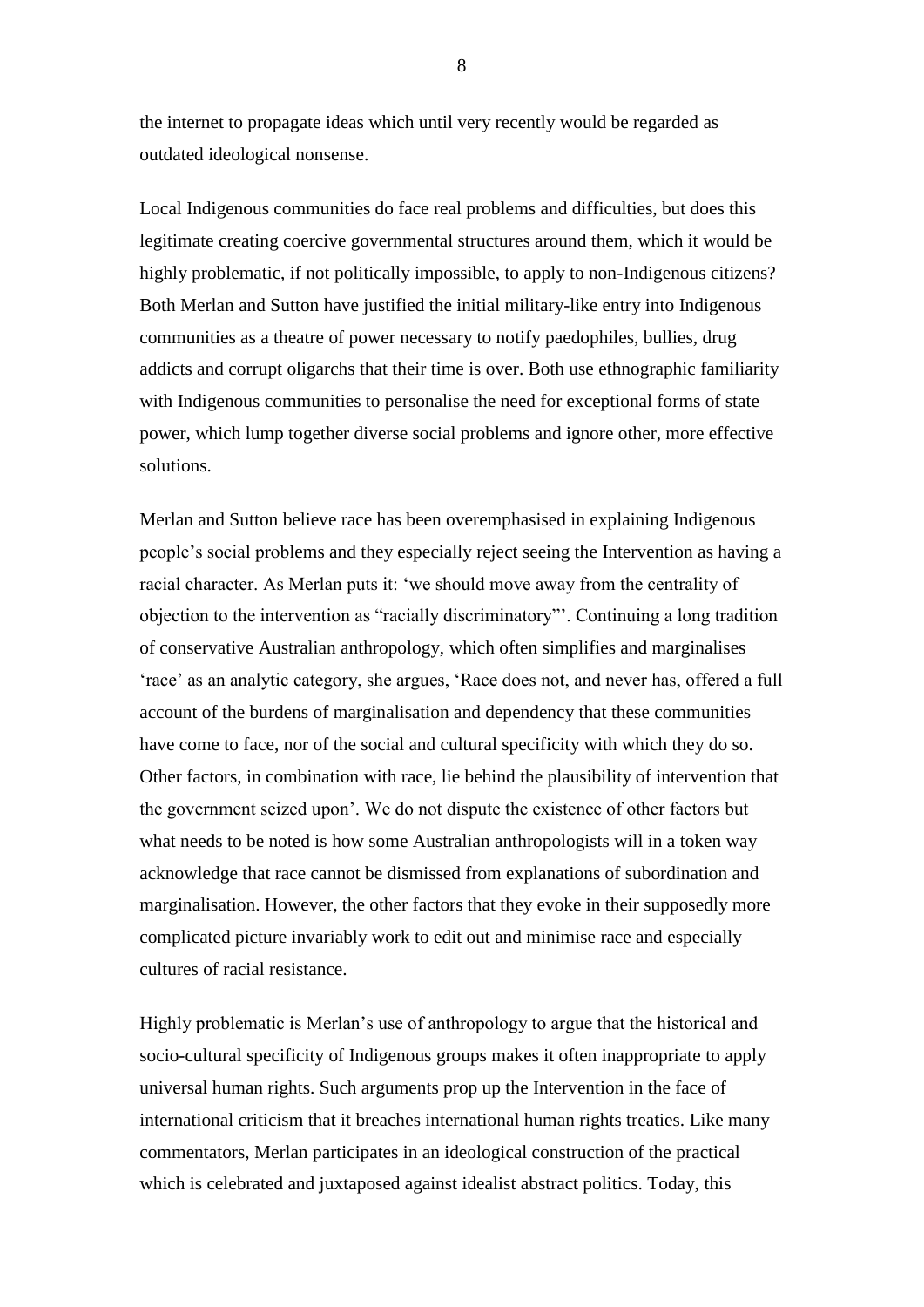the internet to propagate ideas which until very recently would be regarded as outdated ideological nonsense.

Local Indigenous communities do face real problems and difficulties, but does this legitimate creating coercive governmental structures around them, which it would be highly problematic, if not politically impossible, to apply to non-Indigenous citizens? Both Merlan and Sutton have justified the initial military-like entry into Indigenous communities as a theatre of power necessary to notify paedophiles, bullies, drug addicts and corrupt oligarchs that their time is over. Both use ethnographic familiarity with Indigenous communities to personalise the need for exceptional forms of state power, which lump together diverse social problems and ignore other, more effective solutions.

Merlan and Sutton believe race has been overemphasised in explaining Indigenous people's social problems and they especially reject seeing the Intervention as having a racial character. As Merlan puts it: 'we should move away from the centrality of objection to the intervention as "racially discriminatory"'. Continuing a long tradition of conservative Australian anthropology, which often simplifies and marginalises 'race' as an analytic category, she argues, 'Race does not, and never has, offered a full account of the burdens of marginalisation and dependency that these communities have come to face, nor of the social and cultural specificity with which they do so. Other factors, in combination with race, lie behind the plausibility of intervention that the government seized upon'. We do not dispute the existence of other factors but what needs to be noted is how some Australian anthropologists will in a token way acknowledge that race cannot be dismissed from explanations of subordination and marginalisation. However, the other factors that they evoke in their supposedly more complicated picture invariably work to edit out and minimise race and especially cultures of racial resistance.

Highly problematic is Merlan's use of anthropology to argue that the historical and socio-cultural specificity of Indigenous groups makes it often inappropriate to apply universal human rights. Such arguments prop up the Intervention in the face of international criticism that it breaches international human rights treaties. Like many commentators, Merlan participates in an ideological construction of the practical which is celebrated and juxtaposed against idealist abstract politics. Today, this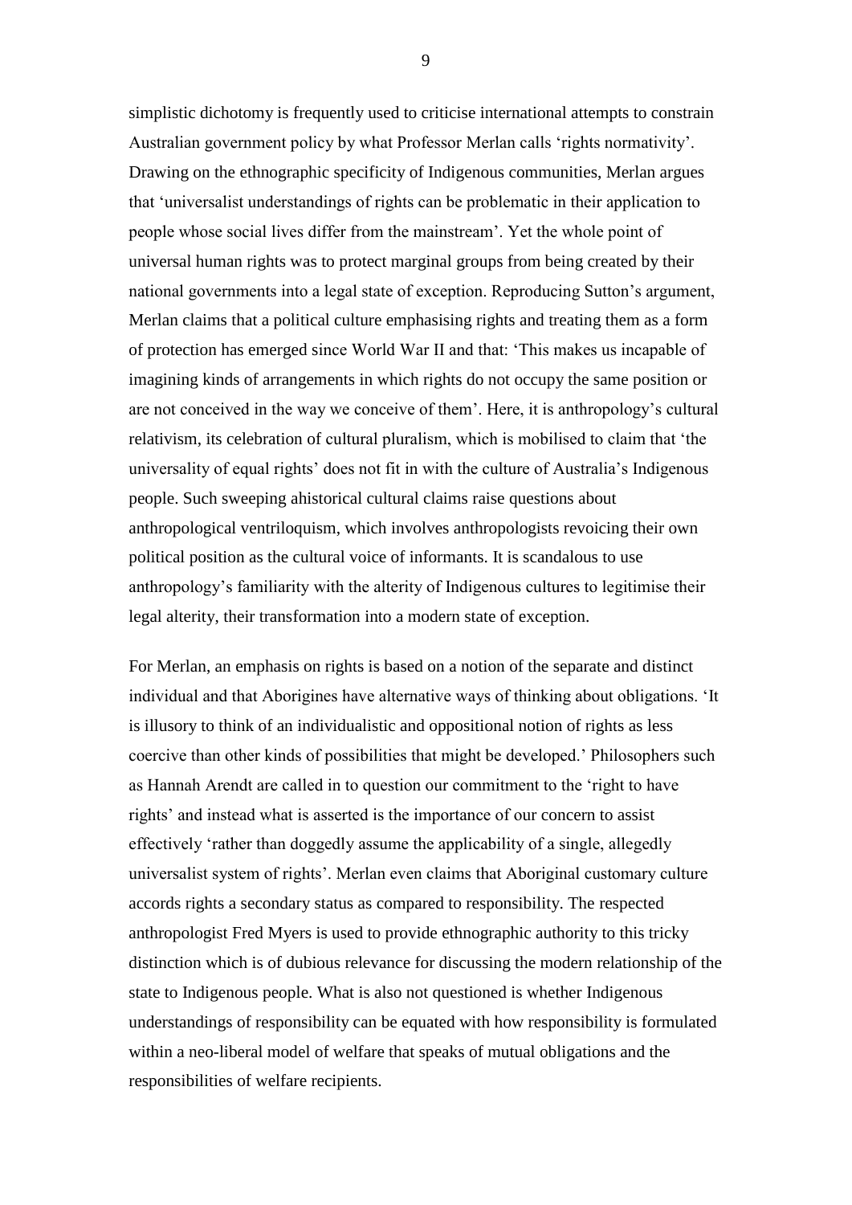simplistic dichotomy is frequently used to criticise international attempts to constrain Australian government policy by what Professor Merlan calls 'rights normativity'. Drawing on the ethnographic specificity of Indigenous communities, Merlan argues that 'universalist understandings of rights can be problematic in their application to people whose social lives differ from the mainstream'. Yet the whole point of universal human rights was to protect marginal groups from being created by their national governments into a legal state of exception. Reproducing Sutton's argument, Merlan claims that a political culture emphasising rights and treating them as a form of protection has emerged since World War II and that: 'This makes us incapable of imagining kinds of arrangements in which rights do not occupy the same position or are not conceived in the way we conceive of them'. Here, it is anthropology's cultural relativism, its celebration of cultural pluralism, which is mobilised to claim that 'the universality of equal rights' does not fit in with the culture of Australia's Indigenous people. Such sweeping ahistorical cultural claims raise questions about anthropological ventriloquism, which involves anthropologists revoicing their own political position as the cultural voice of informants. It is scandalous to use anthropology's familiarity with the alterity of Indigenous cultures to legitimise their legal alterity, their transformation into a modern state of exception.

For Merlan, an emphasis on rights is based on a notion of the separate and distinct individual and that Aborigines have alternative ways of thinking about obligations. 'It is illusory to think of an individualistic and oppositional notion of rights as less coercive than other kinds of possibilities that might be developed.' Philosophers such as Hannah Arendt are called in to question our commitment to the 'right to have rights' and instead what is asserted is the importance of our concern to assist effectively 'rather than doggedly assume the applicability of a single, allegedly universalist system of rights'. Merlan even claims that Aboriginal customary culture accords rights a secondary status as compared to responsibility. The respected anthropologist Fred Myers is used to provide ethnographic authority to this tricky distinction which is of dubious relevance for discussing the modern relationship of the state to Indigenous people. What is also not questioned is whether Indigenous understandings of responsibility can be equated with how responsibility is formulated within a neo-liberal model of welfare that speaks of mutual obligations and the responsibilities of welfare recipients.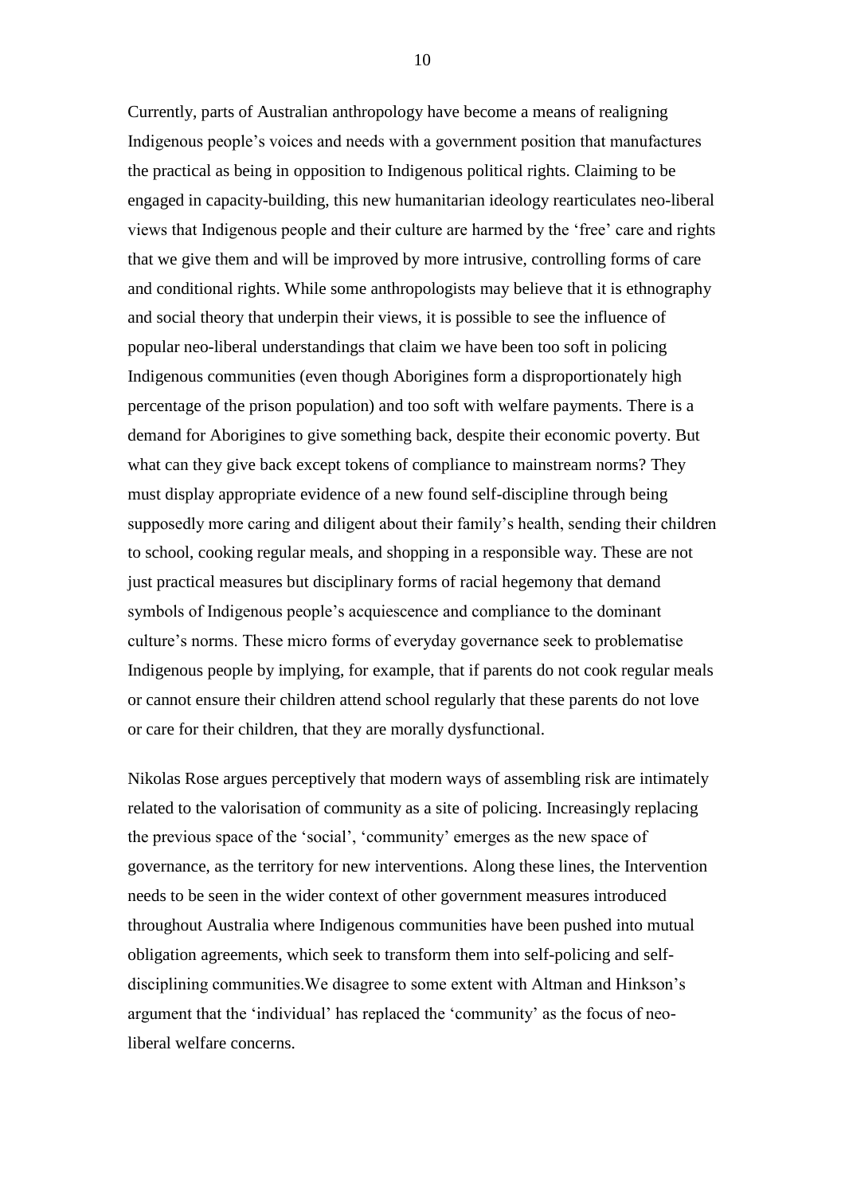Currently, parts of Australian anthropology have become a means of realigning Indigenous people's voices and needs with a government position that manufactures the practical as being in opposition to Indigenous political rights. Claiming to be engaged in capacity-building, this new humanitarian ideology rearticulates neo-liberal views that Indigenous people and their culture are harmed by the 'free' care and rights that we give them and will be improved by more intrusive, controlling forms of care and conditional rights. While some anthropologists may believe that it is ethnography and social theory that underpin their views, it is possible to see the influence of popular neo-liberal understandings that claim we have been too soft in policing Indigenous communities (even though Aborigines form a disproportionately high percentage of the prison population) and too soft with welfare payments. There is a demand for Aborigines to give something back, despite their economic poverty. But what can they give back except tokens of compliance to mainstream norms? They must display appropriate evidence of a new found self-discipline through being supposedly more caring and diligent about their family's health, sending their children to school, cooking regular meals, and shopping in a responsible way. These are not just practical measures but disciplinary forms of racial hegemony that demand symbols of Indigenous people's acquiescence and compliance to the dominant culture's norms. These micro forms of everyday governance seek to problematise Indigenous people by implying, for example, that if parents do not cook regular meals or cannot ensure their children attend school regularly that these parents do not love or care for their children, that they are morally dysfunctional.

Nikolas Rose argues perceptively that modern ways of assembling risk are intimately related to the valorisation of community as a site of policing. Increasingly replacing the previous space of the 'social', 'community' emerges as the new space of governance, as the territory for new interventions. Along these lines, the Intervention needs to be seen in the wider context of other government measures introduced throughout Australia where Indigenous communities have been pushed into mutual obligation agreements, which seek to transform them into self-policing and self-disciplining communities.We disagree to some extent with Altman and Hinkson's argument that the 'individual' has replaced the 'community' as the focus of neo-liberal welfare concerns.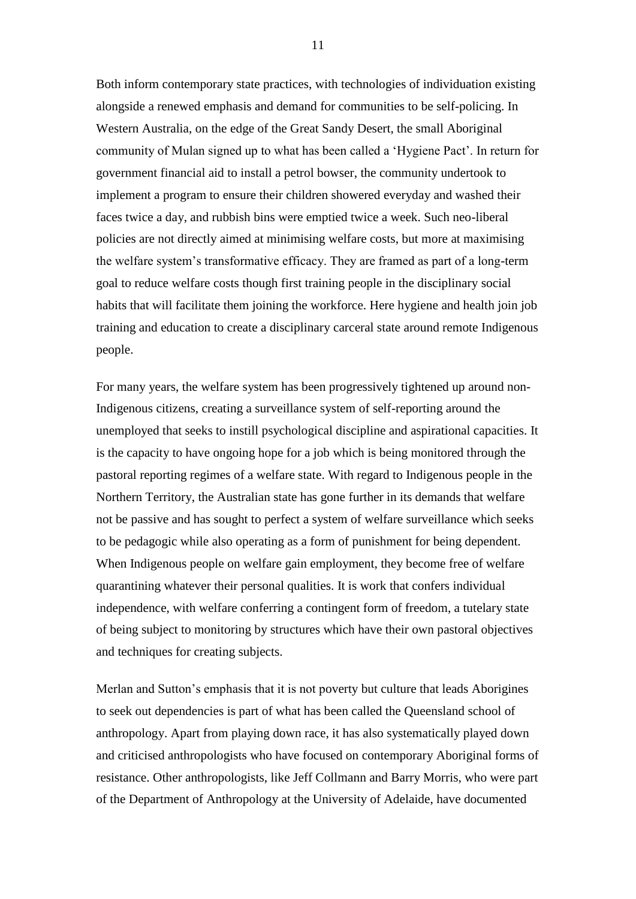Both inform contemporary state practices, with technologies of individuation existing alongside a renewed emphasis and demand for communities to be self-policing. In Western Australia, on the edge of the Great Sandy Desert, the small Aboriginal community of Mulan signed up to what has been called a 'Hygiene Pact'. In return for government financial aid to install a petrol bowser, the community undertook to implement a program to ensure their children showered everyday and washed their faces twice a day, and rubbish bins were emptied twice a week. Such neo-liberal policies are not directly aimed at minimising welfare costs, but more at maximising the welfare system's transformative efficacy. They are framed as part of a long-term goal to reduce welfare costs though first training people in the disciplinary social habits that will facilitate them joining the workforce. Here hygiene and health join job training and education to create a disciplinary carceral state around remote Indigenous people.

For many years, the welfare system has been progressively tightened up around non-Indigenous citizens, creating a surveillance system of self-reporting around the unemployed that seeks to instill psychological discipline and aspirational capacities. It is the capacity to have ongoing hope for a job which is being monitored through the pastoral reporting regimes of a welfare state. With regard to Indigenous people in the Northern Territory, the Australian state has gone further in its demands that welfare not be passive and has sought to perfect a system of welfare surveillance which seeks to be pedagogic while also operating as a form of punishment for being dependent. When Indigenous people on welfare gain employment, they become free of welfare quarantining whatever their personal qualities. It is work that confers individual independence, with welfare conferring a contingent form of freedom, a tutelary state of being subject to monitoring by structures which have their own pastoral objectives and techniques for creating subjects.

Merlan and Sutton's emphasis that it is not poverty but culture that leads Aborigines to seek out dependencies is part of what has been called the Queensland school of anthropology. Apart from playing down race, it has also systematically played down and criticised anthropologists who have focused on contemporary Aboriginal forms of resistance. Other anthropologists, like Jeff Collmann and Barry Morris, who were part of the Department of Anthropology at the University of Adelaide, have documented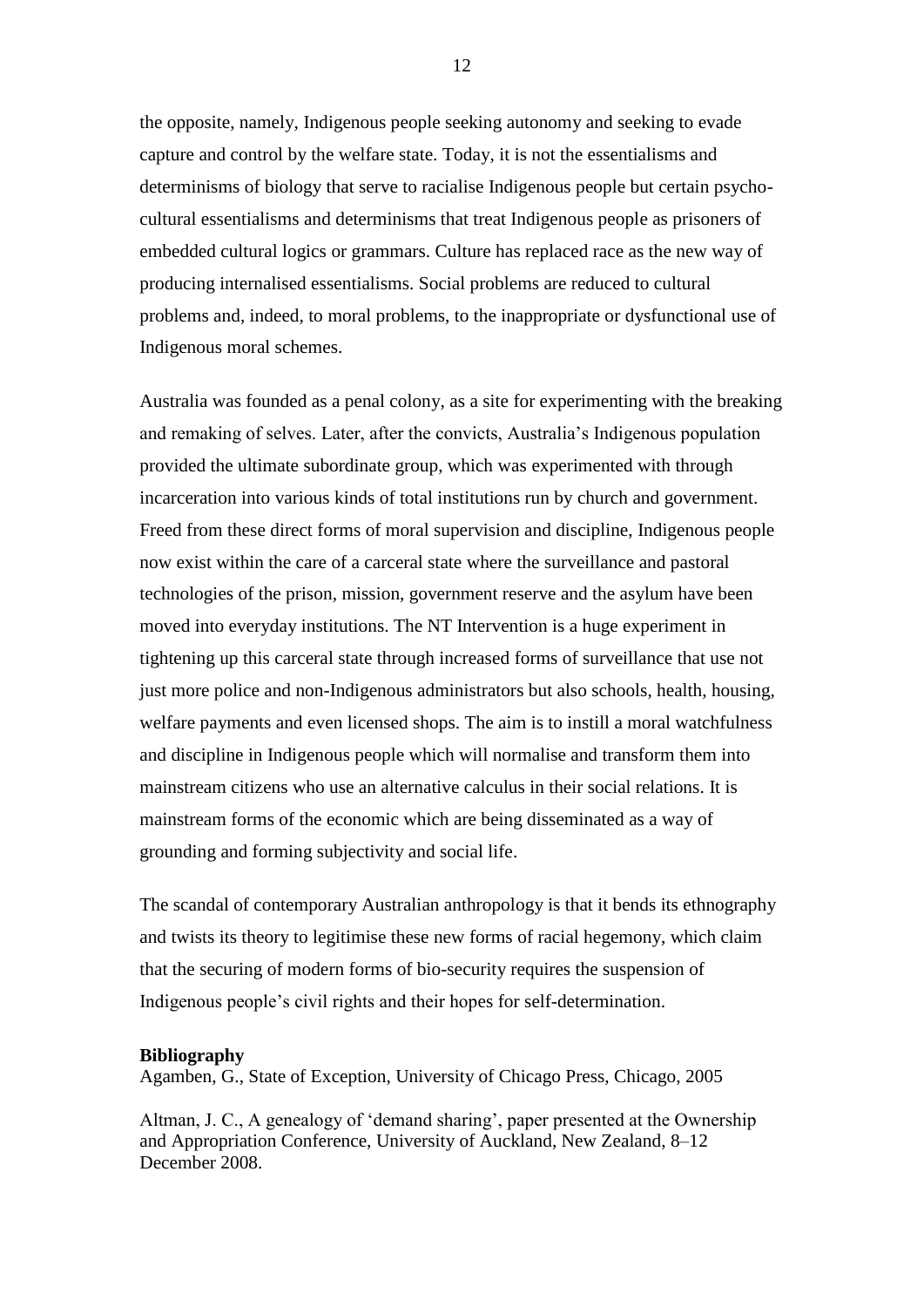the opposite, namely, Indigenous people seeking autonomy and seeking to evade capture and control by the welfare state. Today, it is not the essentialisms and determinisms of biology that serve to racialise Indigenous people but certain psycho-cultural essentialisms and determinisms that treat Indigenous people as prisoners of embedded cultural logics or grammars. Culture has replaced race as the new way of producing internalised essentialisms. Social problems are reduced to cultural problems and, indeed, to moral problems, to the inappropriate or dysfunctional use of Indigenous moral schemes.

Australia was founded as a penal colony, as a site for experimenting with the breaking and remaking of selves. Later, after the convicts, Australia's Indigenous population provided the ultimate subordinate group, which was experimented with through incarceration into various kinds of total institutions run by church and government. Freed from these direct forms of moral supervision and discipline, Indigenous people now exist within the care of a carceral state where the surveillance and pastoral technologies of the prison, mission, government reserve and the asylum have been moved into everyday institutions. The NT Intervention is a huge experiment in tightening up this carceral state through increased forms of surveillance that use not just more police and non-Indigenous administrators but also schools, health, housing, welfare payments and even licensed shops. The aim is to instill a moral watchfulness and discipline in Indigenous people which will normalise and transform them into mainstream citizens who use an alternative calculus in their social relations. It is mainstream forms of the economic which are being disseminated as a way of grounding and forming subjectivity and social life.

The scandal of contemporary Australian anthropology is that it bends its ethnography and twists its theory to legitimise these new forms of racial hegemony, which claim that the securing of modern forms of bio-security requires the suspension of Indigenous people's civil rights and their hopes for self-determination.

**Bibliography**

Agamben, G., State of Exception, University of Chicago Press, Chicago, 2005

Altman, J. C., A genealogy of 'demand sharing', paper presented at the Ownership and Appropriation Conference, University of Auckland, New Zealand, 8–12 December 2008.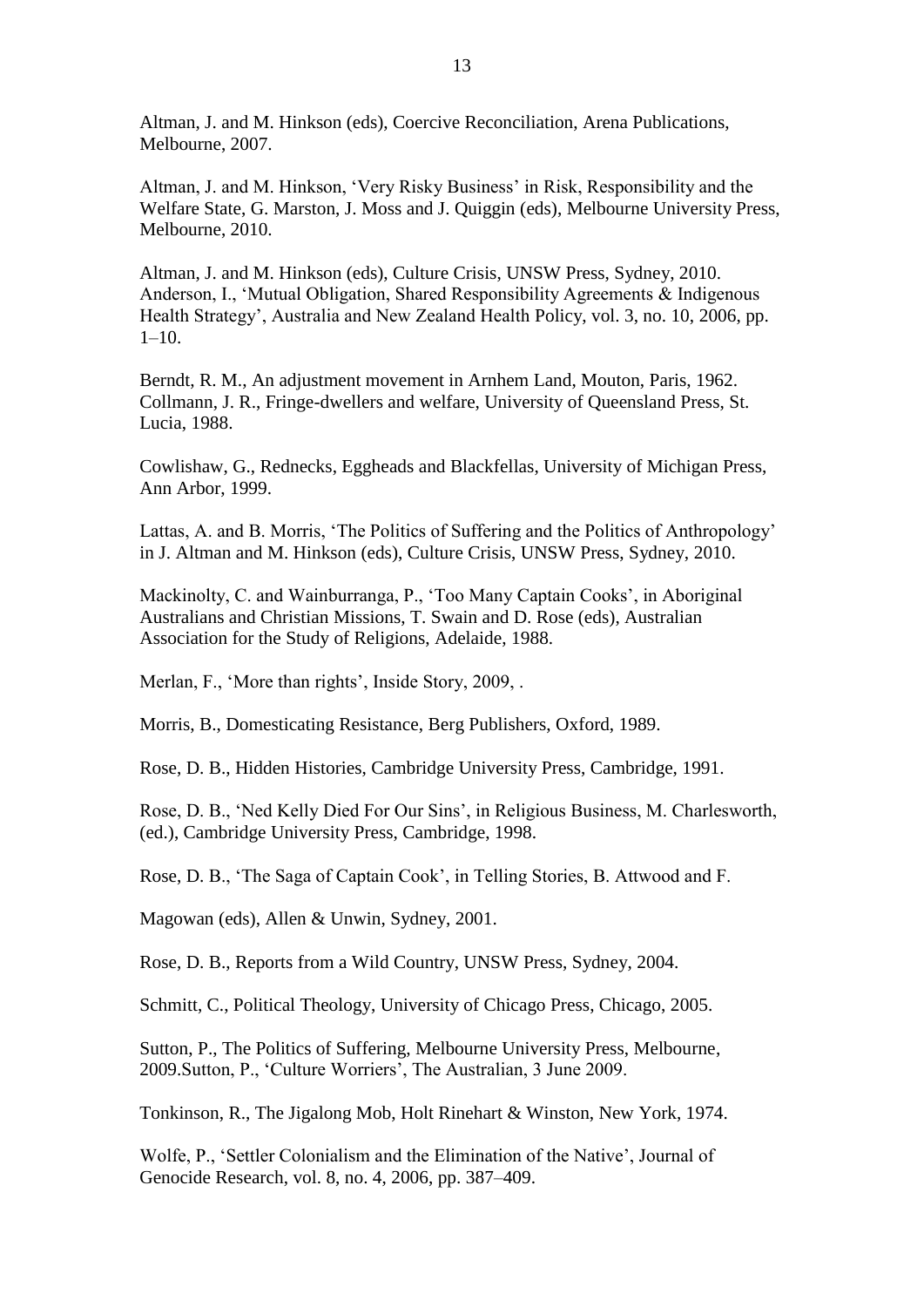Altman, J. and M. Hinkson (eds), Coercive Reconciliation, Arena Publications, Melbourne, 2007.

Altman, J. and M. Hinkson, 'Very Risky Business' in Risk, Responsibility and the Welfare State, G. Marston, J. Moss and J. Quiggin (eds), Melbourne University Press, Melbourne, 2010.

Altman, J. and M. Hinkson (eds), Culture Crisis, UNSW Press, Sydney, 2010. Anderson, I., 'Mutual Obligation, Shared Responsibility Agreements & Indigenous Health Strategy', Australia and New Zealand Health Policy, vol. 3, no. 10, 2006, pp. 1–10.

Berndt, R. M., An adjustment movement in Arnhem Land, Mouton, Paris, 1962. Collmann, J. R., Fringe-dwellers and welfare, University of Queensland Press, St. Lucia, 1988.

Cowlishaw, G., Rednecks, Eggheads and Blackfellas, University of Michigan Press, Ann Arbor, 1999.

Lattas, A. and B. Morris, 'The Politics of Suffering and the Politics of Anthropology' in J. Altman and M. Hinkson (eds), Culture Crisis, UNSW Press, Sydney, 2010.

Mackinolty, C. and Wainburranga, P., 'Too Many Captain Cooks', in Aboriginal Australians and Christian Missions, T. Swain and D. Rose (eds), Australian Association for the Study of Religions, Adelaide, 1988.

Merlan, F., 'More than rights', Inside Story, 2009, .

Morris, B., Domesticating Resistance, Berg Publishers, Oxford, 1989.

Rose, D. B., Hidden Histories, Cambridge University Press, Cambridge, 1991.

Rose, D. B., 'Ned Kelly Died For Our Sins', in Religious Business, M. Charlesworth, (ed.), Cambridge University Press, Cambridge, 1998.

Rose, D. B., 'The Saga of Captain Cook', in Telling Stories, B. Attwood and F.

Magowan (eds), Allen & Unwin, Sydney, 2001.

Rose, D. B., Reports from a Wild Country, UNSW Press, Sydney, 2004.

Schmitt, C., Political Theology, University of Chicago Press, Chicago, 2005.

Sutton, P., The Politics of Suffering, Melbourne University Press, Melbourne, 2009.Sutton, P., 'Culture Worriers', The Australian, 3 June 2009.

Tonkinson, R., The Jigalong Mob, Holt Rinehart & Winston, New York, 1974.

Wolfe, P., 'Settler Colonialism and the Elimination of the Native', Journal of Genocide Research, vol. 8, no. 4, 2006, pp. 387–409.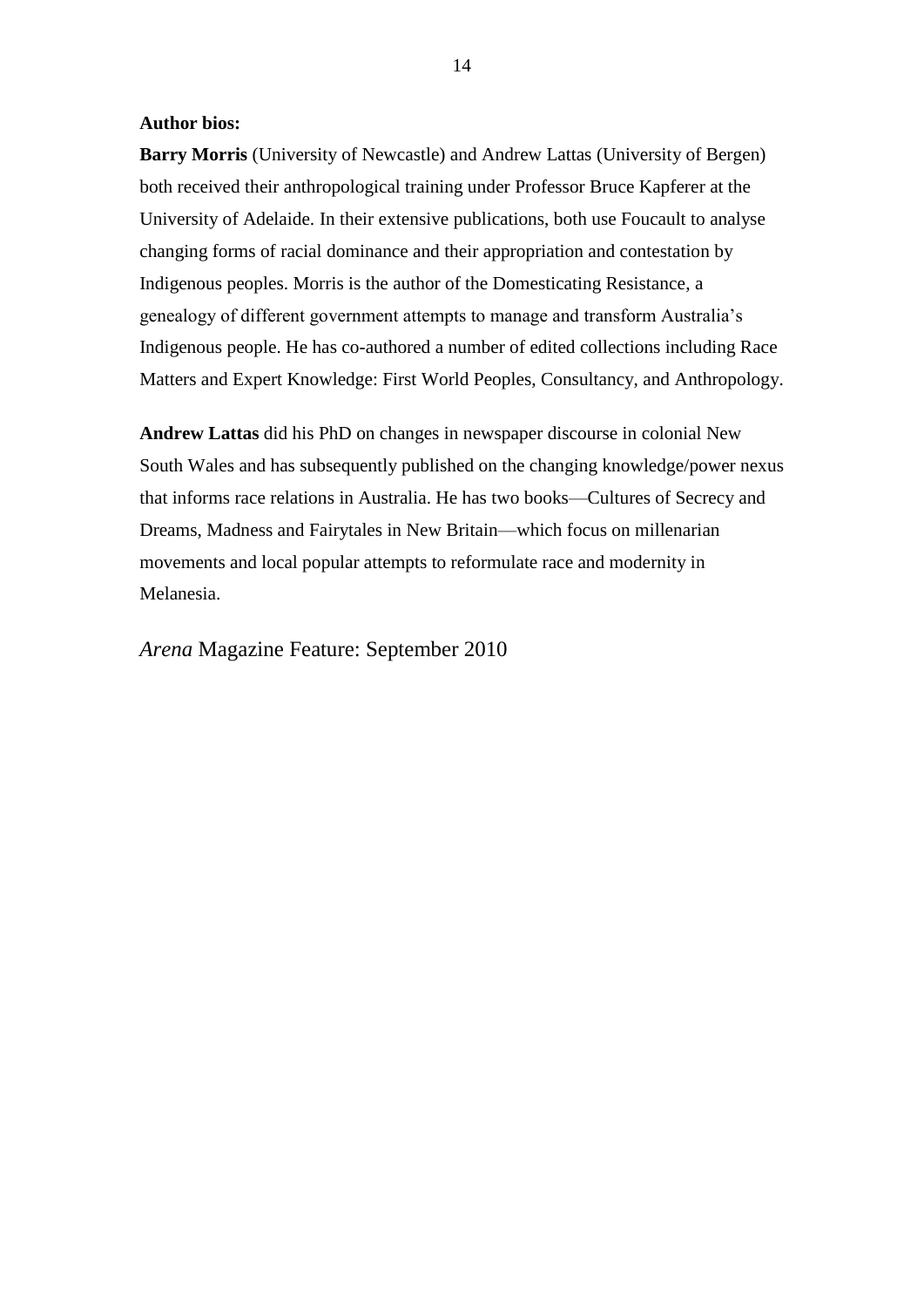**Author bios:**

**Barry Morris** (University of Newcastle) and Andrew Lattas (University of Bergen) both received their anthropological training under Professor Bruce Kapferer at the University of Adelaide. In their extensive publications, both use Foucault to analyse changing forms of racial dominance and their appropriation and contestation by Indigenous peoples. Morris is the author of the Domesticating Resistance, a genealogy of different government attempts to manage and transform Australia's Indigenous people. He has co-authored a number of edited collections including Race Matters and Expert Knowledge: First World Peoples, Consultancy, and Anthropology.

**Andrew Lattas** did his PhD on changes in newspaper discourse in colonial New South Wales and has subsequently published on the changing knowledge/power nexus that informs race relations in Australia. He has two books—Cultures of Secrecy and Dreams, Madness and Fairytales in New Britain—which focus on millenarian movements and local popular attempts to reformulate race and modernity in Melanesia.

*Arena* Magazine Feature: September 2010